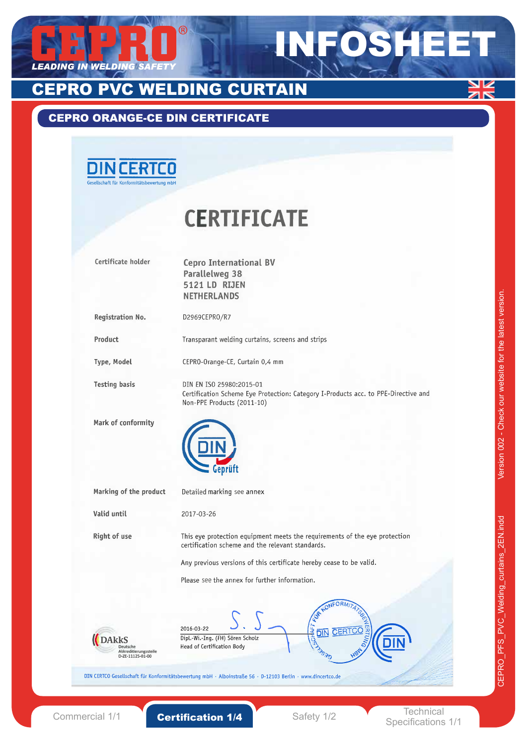# CEPRO INFOSHEET

LEADING IN WELDING SAFETY

## CEPRO PVC WELDING CURTAIN

### CEPRO ORANGE-CE DIN CERTIFICATE

DIN CERTCO
Gesellschaft für Konformitätsbewertung mbH

# CERTIFICATE

| | |
|---|---|
| **Certificate holder** | **Cepro International BV**<br>**Parallelweg 38**<br>**5121 LD RIJEN**<br>**NETHERLANDS** |
| **Registration No.** | D2969CEPRO/R7 |
| **Product** | Transparant welding curtains, screens and strips |
| **Type, Model** | CEPRO-Orange-CE, Curtain 0,4 mm |
| **Testing basis** | DIN EN ISO 25980:2015-01<br>Certification Scheme Eye Protection: Category I-Products acc. to PPE-Directive and Non-PPE Products (2011-10) |
| **Mark of conformity** | DIN Geprüft |
| **Marking of the product** | Detailed marking see annex |
| **Valid until** | 2017-03-26 |
| **Right of use** | This eye protection equipment meets the requirements of the eye protection certification scheme and the relevant standards.<br><br>Any previous versions of this certificate hereby cease to be valid.<br><br>Please see the annex for further information. |

2016-03-22
Dipl.-Wi.-Ing. (FH) Sören Scholz
Head of Certification Body

DAkkS Deutsche Akkreditierungsstelle D-ZE-11125-01-00

DIN CERTCO Gesellschaft für Konformitätsbewertung mbH · Alboinstraße 56 · D-12103 Berlin · www.dincertco.de

Version 002 - Check our website for the latest version.

CEPRO_PFS_PVC_Welding_curtains_2EN.indd

Commercial 1/1 | **Certification 1/4** | Safety 1/2 | Technical Specifications 1/1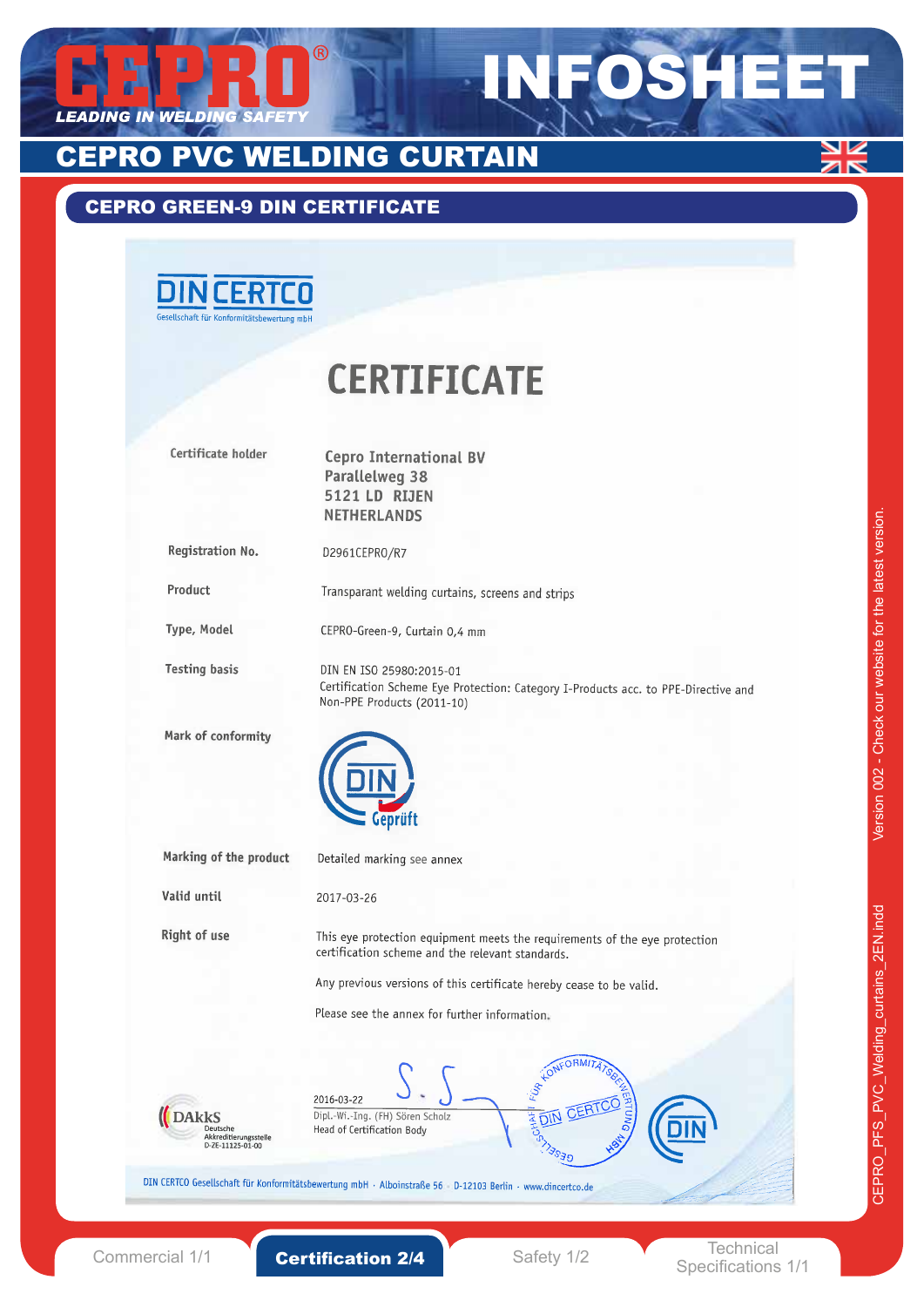# CEPRO INFOSHEET

LEADING IN WELDING SAFETY

## CEPRO PVC WELDING CURTAIN

### CEPRO GREEN-9 DIN CERTIFICATE

DIN CERTCO
Gesellschaft für Konformitätsbewertung mbH

# CERTIFICATE

| | |
|---|---|
| Certificate holder | Cepro International BV<br>Parallelweg 38<br>5121 LD RIJEN<br>NETHERLANDS |
| Registration No. | D2961CEPRO/R7 |
| Product | Transparant welding curtains, screens and strips |
| Type, Model | CEPRO-Green-9, Curtain 0,4 mm |
| Testing basis | DIN EN ISO 25980:2015-01<br>Certification Scheme Eye Protection: Category I-Products acc. to PPE-Directive and Non-PPE Products (2011-10) |
| Mark of conformity | DIN Geprüft |
| Marking of the product | Detailed marking see annex |
| Valid until | 2017-03-26 |
| Right of use | This eye protection equipment meets the requirements of the eye protection certification scheme and the relevant standards.<br><br>Any previous versions of this certificate hereby cease to be valid.<br><br>Please see the annex for further information. |

2016-03-22
Dipl.-Wi.-Ing. (FH) Sören Scholz
Head of Certification Body

DAkkS Deutsche Akkreditierungsstelle D-ZE-11125-01-00

DIN CERTCO Gesellschaft für Konformitätsbewertung mbH · Alboinstraße 56 · D-12103 Berlin · www.dincertco.de

Version 002 - Check our website for the latest version.

CEPRO_PFS_PVC_Welding_curtains_2EN.indd

Commercial 1/1 | **Certification 2/4** | Safety 1/2 | Technical Specifications 1/1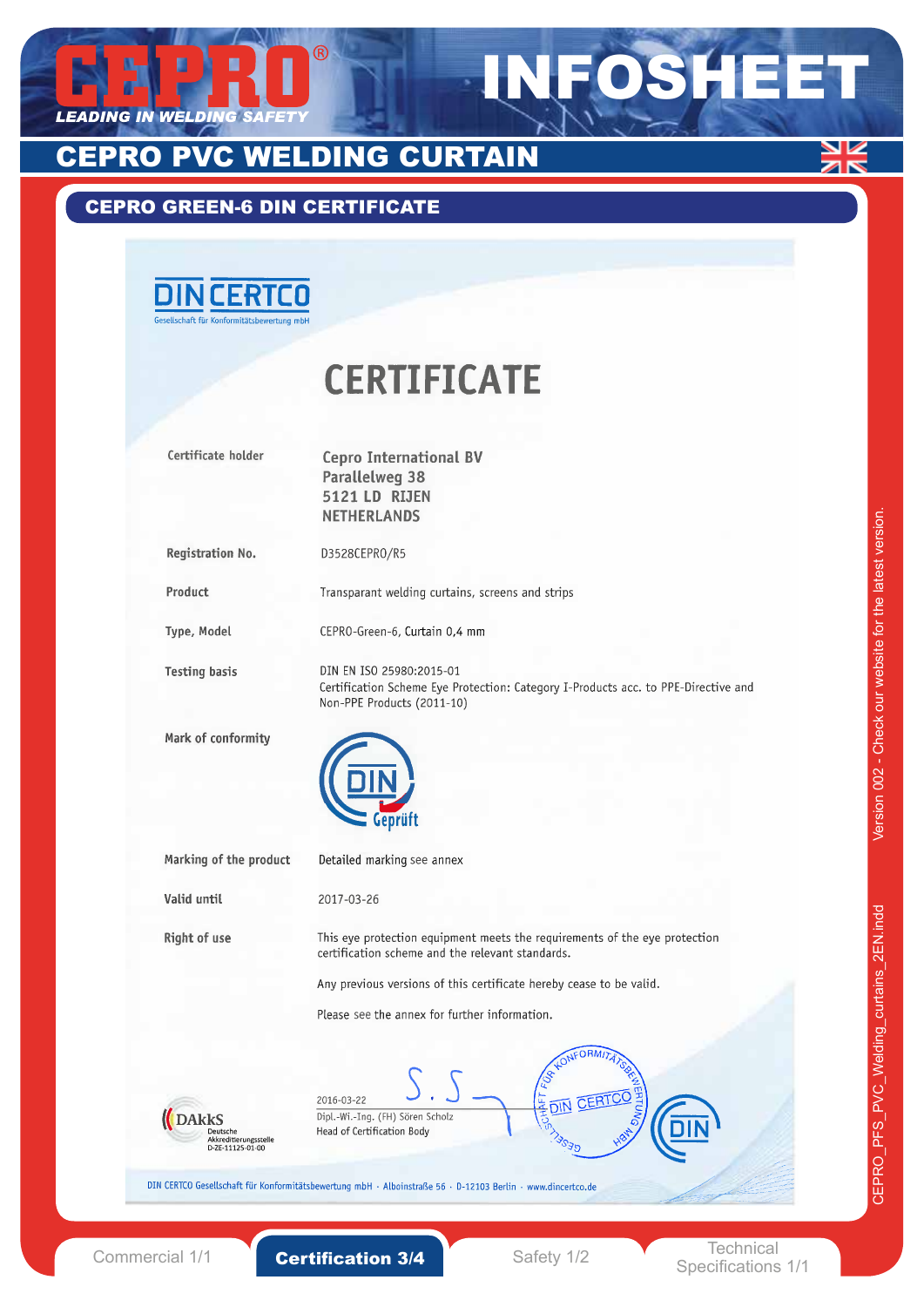# CEPRO PVC WELDING CURTAIN

## CEPRO GREEN-6 DIN CERTIFICATE

DIN CERTCO
Gesellschaft für Konformitätsbewertung mbH

# CERTIFICATE

| | |
|---|---|
| Certificate holder | Cepro International BV<br>Parallelweg 38<br>5121 LD RIJEN<br>NETHERLANDS |
| **Registration No.** | D3528CEPRO/R5 |
| **Product** | Transparant welding curtains, screens and strips |
| **Type, Model** | CEPRO-Green-6, Curtain 0,4 mm |
| **Testing basis** | DIN EN ISO 25980:2015-01<br>Certification Scheme Eye Protection: Category I-Products acc. to PPE-Directive and Non-PPE Products (2011-10) |
| **Mark of conformity** | DIN Geprüft |
| **Marking of the product** | Detailed marking see annex |
| **Valid until** | 2017-03-26 |
| **Right of use** | This eye protection equipment meets the requirements of the eye protection certification scheme and the relevant standards. |

Any previous versions of this certificate hereby cease to be valid.

Please see the annex for further information.

2016-03-22
Dipl.-Wi.-Ing. (FH) Sören Scholz
Head of Certification Body

DAkkS Deutsche Akkreditierungsstelle D-ZE-11125-01-00

DIN CERTCO Gesellschaft für Konformitätsbewertung mbH · Alboinstraße 56 · D-12103 Berlin · www.dincertco.de

Version 002 - Check our website for the latest version.

CEPRO_PFS_PVC_Welding_curtains_2EN.indd

Commercial 1/1 | **Certification 3/4** | Safety 1/2 | Technical Specifications 1/1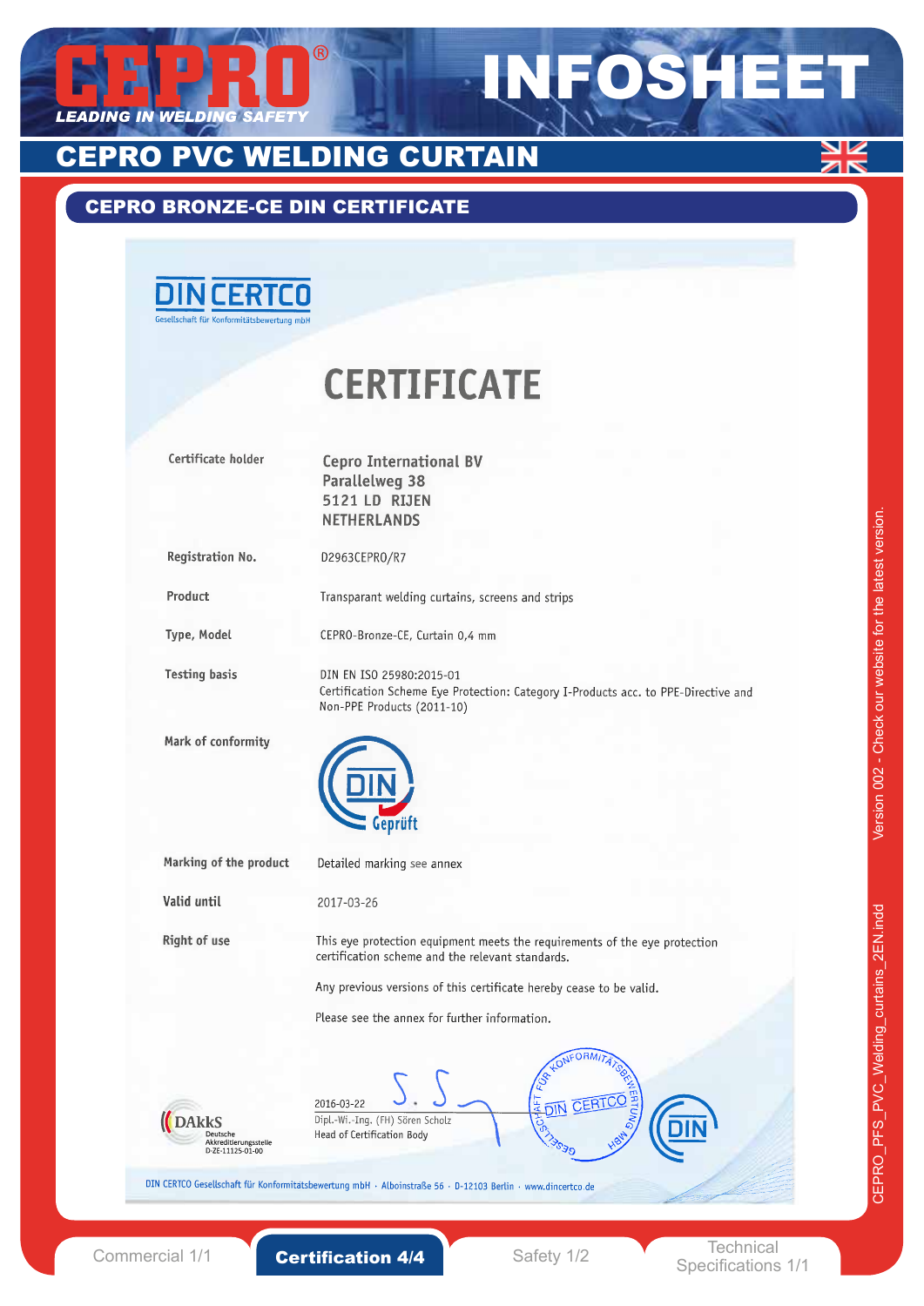# CEPRO PVC WELDING CURTAIN

## CEPRO BRONZE-CE DIN CERTIFICATE

DIN CERTCO
Gesellschaft für Konformitätsbewertung mbH

# CERTIFICATE

| | |
|---|---|
| **Certificate holder** | **Cepro International BV**<br>**Parallelweg 38**<br>**5121 LD RIJEN**<br>**NETHERLANDS** |
| **Registration No.** | D2963CEPRO/R7 |
| **Product** | Transparant welding curtains, screens and strips |
| **Type, Model** | CEPRO-Bronze-CE, Curtain 0,4 mm |
| **Testing basis** | DIN EN ISO 25980:2015-01<br>Certification Scheme Eye Protection: Category I-Products acc. to PPE-Directive and Non-PPE Products (2011-10) |
| **Mark of conformity** | DIN Geprüft |
| **Marking of the product** | Detailed marking see annex |
| **Valid until** | 2017-03-26 |
| **Right of use** | This eye protection equipment meets the requirements of the eye protection certification scheme and the relevant standards.<br><br>Any previous versions of this certificate hereby cease to be valid.<br><br>Please see the annex for further information. |

DAkkS Deutsche Akkreditierungsstelle D-ZE-11125-01-00

2016-03-22
Dipl.-Wi.-Ing. (FH) Sören Scholz
Head of Certification Body

DIN CERTCO Gesellschaft für Konformitätsbewertung mbH · Alboinstraße 56 · D-12103 Berlin · www.dincertco.de

Version 002 - Check our website for the latest version.

Commercial 1/1 | **Certification 4/4** | Safety 1/2 | Technical Specifications 1/1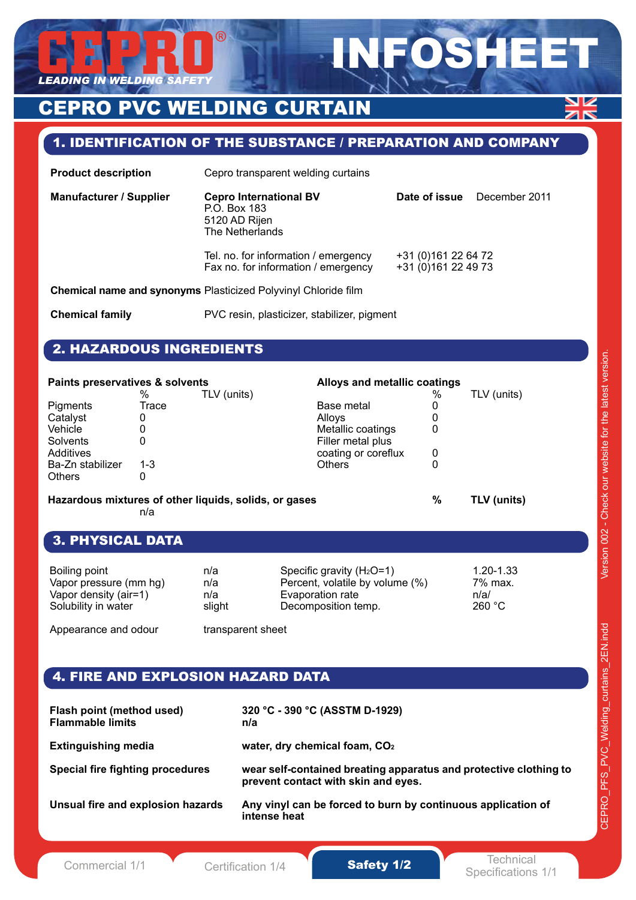# CEPRO PVC WELDING CURTAIN

INFOSHEET

## 1. IDENTIFICATION OF THE SUBSTANCE / PREPARATION AND COMPANY

| | | | |
|---|---|---|---|
| **Product description** | Cepro transparent welding curtains | | |
| **Manufacturer / Supplier** | **Cepro International BV**<br>P.O. Box 183<br>5120 AD Rijen<br>The Netherlands | **Date of issue** | December 2011 |
| | Tel. no. for information / emergency<br>Fax no. for information / emergency | +31 (0)161 22 64 72<br>+31 (0)161 22 49 73 | |
| **Chemical name and synonyms** | Plasticized Polyvinyl Chloride film | | |
| **Chemical family** | PVC resin, plasticizer, stabilizer, pigment | | |

## 2. HAZARDOUS INGREDIENTS

**Paints preservatives & solvents**

| | % | TLV (units) |
|---|---|---|
| Pigments | Trace | |
| Catalyst | 0 | |
| Vehicle | 0 | |
| Solvents | 0 | |
| Additives | | |
| Ba-Zn stabilizer | 1-3 | |
| Others | 0 | |

**Alloys and metallic coatings**

| | % | TLV (units) |
|---|---|---|
| Base metal | 0 | |
| Alloys | 0 | |
| Metallic coatings | 0 | |
| Filler metal plus coating or coreflux | 0 | |
| Others | 0 | |

| **Hazardous mixtures of other liquids, solids, or gases** | **%** | **TLV (units)** |
|---|---|---|
| n/a | | |

## 3. PHYSICAL DATA

| | | | |
|---|---|---|---|
| Boiling point | n/a | Specific gravity ($H_2O$=1) | 1.20-1.33 |
| Vapor pressure (mm hg) | n/a | Percent, volatile by volume (%) | 7% max. |
| Vapor density (air=1) | n/a | Evaporation rate | n/a/ |
| Solubility in water | slight | Decomposition temp. | 260 °C |
| Appearance and odour | transparent sheet | | |

## 4. FIRE AND EXPLOSION HAZARD DATA

| | |
|---|---|
| **Flash point (method used)** | **320 °C - 390 °C (ASSTM D-1929)** |
| **Flammable limits** | **n/a** |
| **Extinguishing media** | **water, dry chemical foam, $CO_2$** |
| **Special fire fighting procedures** | **wear self-contained breating apparatus and protective clothing to prevent contact with skin and eyes.** |
| **Unusual fire and explosion hazards** | **Any vinyl can be forced to burn by continuous application of intense heat** |

Version 002 - Check our website for the latest version.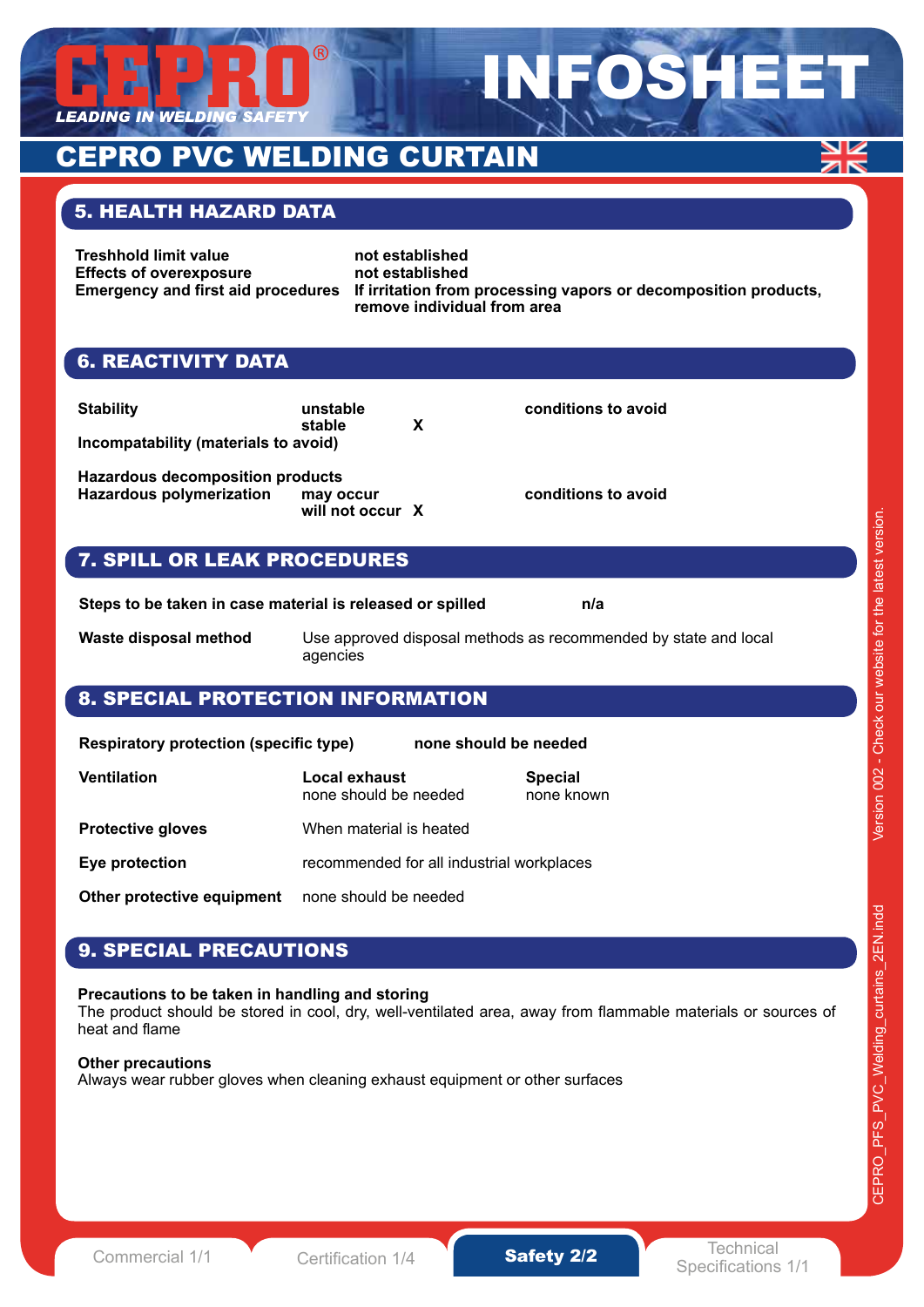# CEPRO PVC WELDING CURTAIN

## 5. HEALTH HAZARD DATA

| | |
|---|---|
| **Treshhold limit value** | **not established** |
| **Effects of overexposure** | **not established** |
| **Emergency and first aid procedures** | **If irritation from processing vapors or decomposition products, remove individual from area** |

## 6. REACTIVITY DATA

| | | | |
|---|---|---|---|
| **Stability** | **unstable** | | **conditions to avoid** |
| | **stable** | **X** | |
| **Incompatability (materials to avoid)** | | | |
| **Hazardous decomposition products** | | | |
| **Hazardous polymerization** | **may occur** | | **conditions to avoid** |
| | **will not occur** | **X** | |

## 7. SPILL OR LEAK PROCEDURES

**Steps to be taken in case material is released or spilled** **n/a**

**Waste disposal method** Use approved disposal methods as recommended by state and local agencies

## 8. SPECIAL PROTECTION INFORMATION

**Respiratory protection (specific type)** **none should be needed**

| | | |
|---|---|---|
| **Ventilation** | **Local exhaust** none should be needed | **Special** none known |
| **Protective gloves** | When material is heated | |
| **Eye protection** | recommended for all industrial workplaces | |
| **Other protective equipment** | none should be needed | |

## 9. SPECIAL PRECAUTIONS

**Precautions to be taken in handling and storing**
The product should be stored in cool, dry, well-ventilated area, away from flammable materials or sources of heat and flame

**Other precautions**
Always wear rubber gloves when cleaning exhaust equipment or other surfaces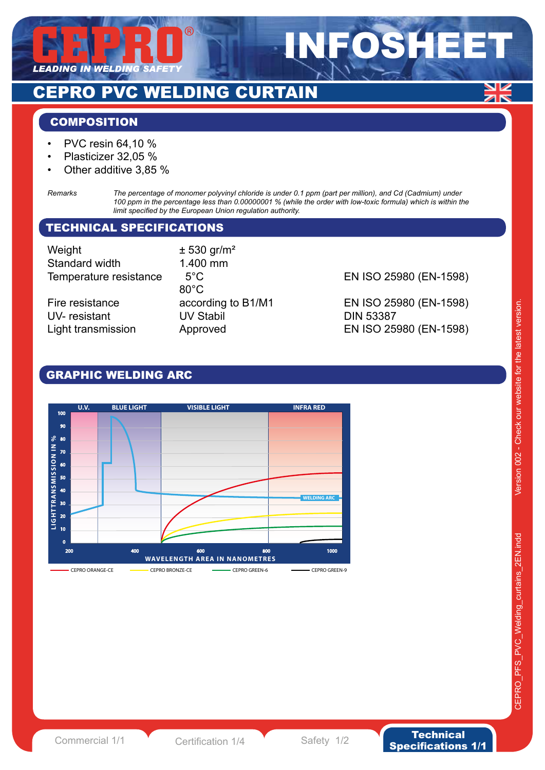# CEPRO PVC WELDING CURTAIN

## COMPOSITION

- PVC resin 64,10 %
- Plasticizer 32,05 %
- Other additive 3,85 %

Remarks *The percentage of monomer polyvinyl chloride is under 0.1 ppm (part per million), and Cd (Cadmium) under 100 ppm in the percentage less than 0.00000001 % (while the order with low-toxic formula) which is within the limit specified by the European Union regulation authority.*

## TECHNICAL SPECIFICATIONS

| | | |
|---|---|---|
| Weight | ± 530 gr/m² | |
| Standard width | 1.400 mm | |
| Temperature resistance | 5°C<br>80°C | EN ISO 25980 (EN-1598) |
| Fire resistance | according to B1/M1 | EN ISO 25980 (EN-1598) |
| UV- resistant | UV Stabil | DIN 53387 |
| Light transmission | Approved | EN ISO 25980 (EN-1598) |

## GRAPHIC WELDING ARC

U.V.
BLUE LIGHT
VISIBLE LIGHT
INFRA RED

LIGHTTRANSMISSION IN %

100
90
80
70
60
50
40
30
20
10
0

WELDING ARC

200
400
600
800
1000

WAVELENGTH AREA IN NANOMETRES

CEPRO ORANGE-CE
CEPRO BRONZE-CE
CEPRO GREEN-6
CEPRO GREEN-9

Version 002 - Check our website for the latest version.

Commercial 1/1 | Certification 1/4 | Safety 1/2 | **Technical Specifications 1/1**